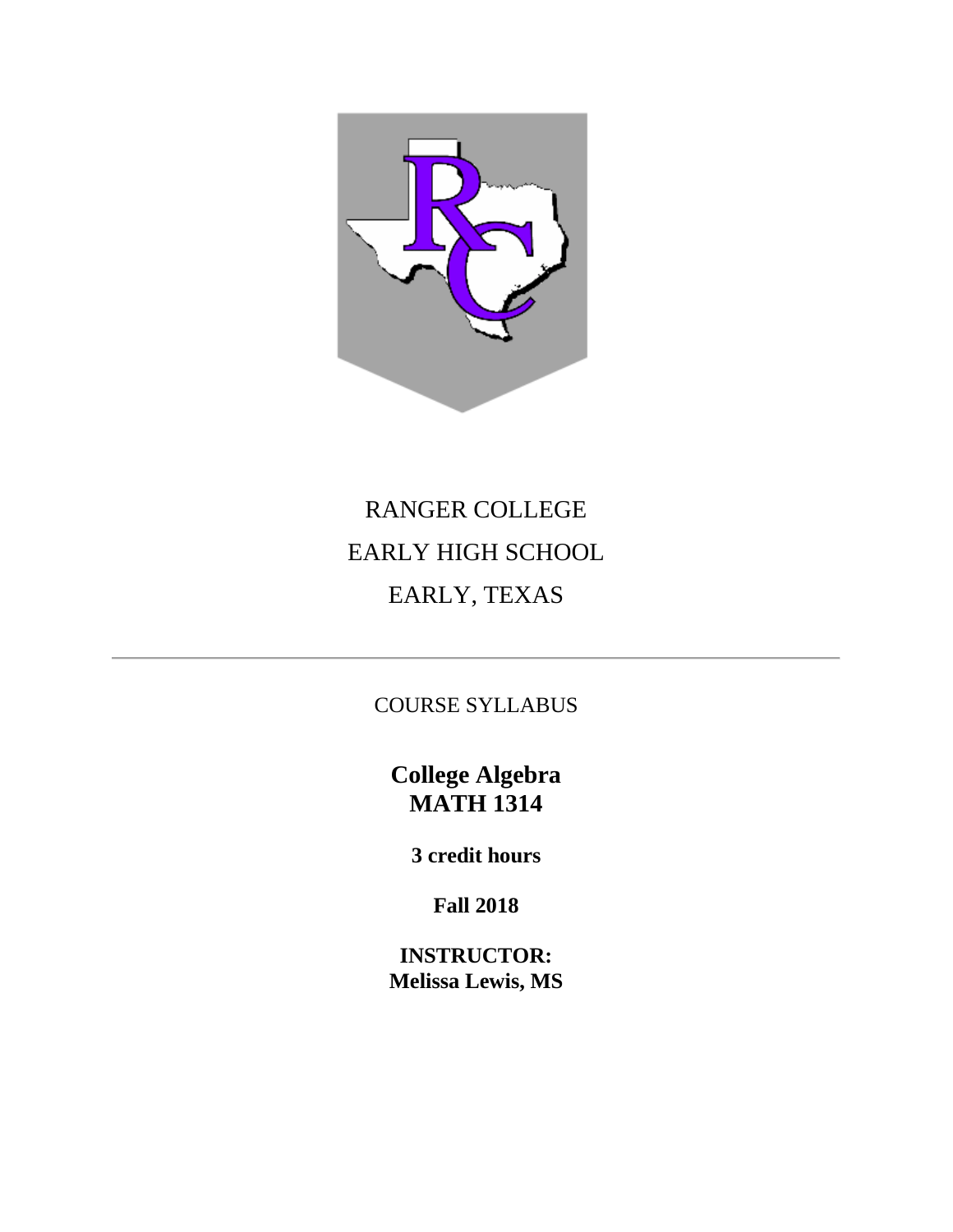RANGER COLLEGE

EARLY HIGH SCHOOL

EARLY, TEXAS

---

COURSE SYLLABUS

# College Algebra
# MATH 1314

**3 credit hours**

**Fall 2018**

**INSTRUCTOR:**
**Melissa Lewis, MS**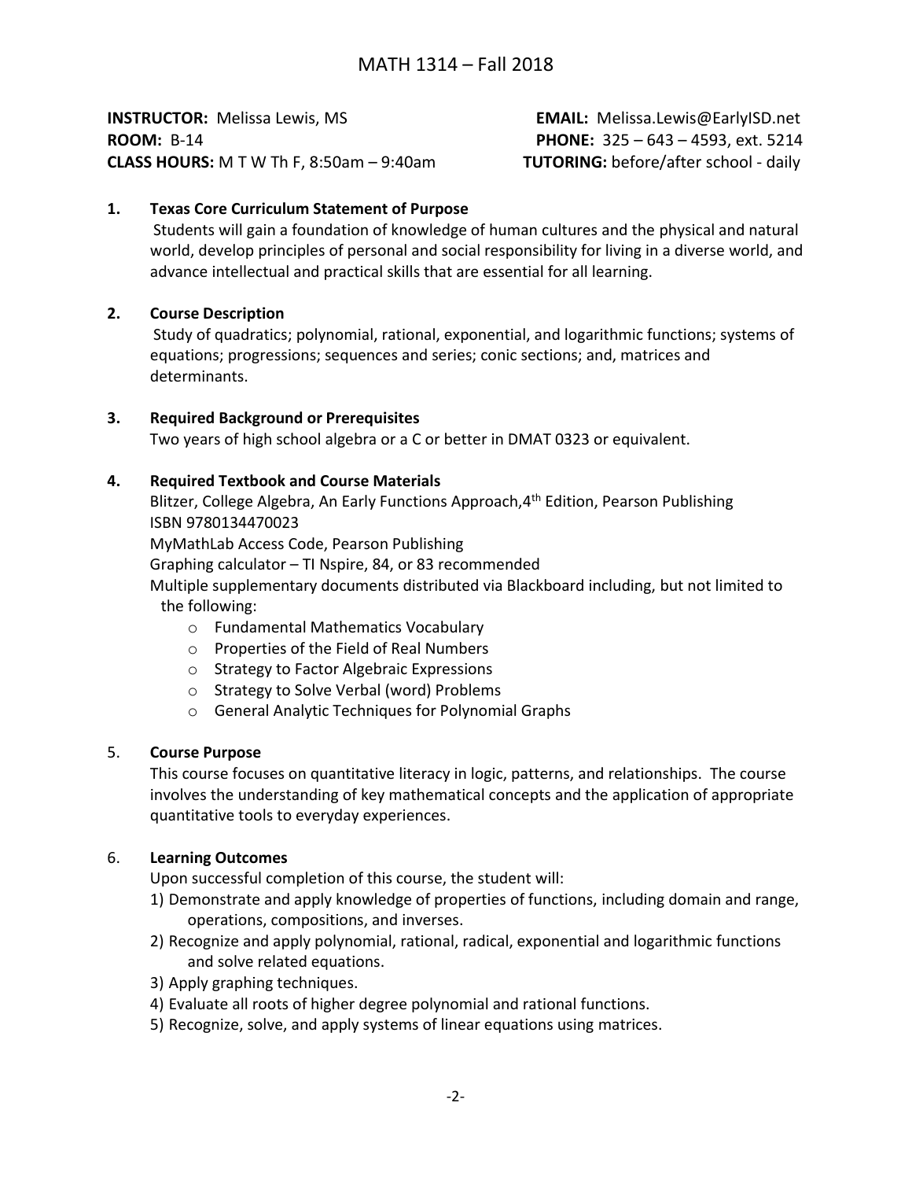# MATH 1314 – Fall 2018

**INSTRUCTOR:** Melissa Lewis, MS
**ROOM:** B-14
**CLASS HOURS:** M T W Th F, 8:50am – 9:40am

**EMAIL:** Melissa.Lewis@EarlyISD.net
**PHONE:** 325 – 643 – 4593, ext. 5214
**TUTORING:** before/after school - daily

**1. Texas Core Curriculum Statement of Purpose**

Students will gain a foundation of knowledge of human cultures and the physical and natural world, develop principles of personal and social responsibility for living in a diverse world, and advance intellectual and practical skills that are essential for all learning.

**2. Course Description**

Study of quadratics; polynomial, rational, exponential, and logarithmic functions; systems of equations; progressions; sequences and series; conic sections; and, matrices and determinants.

**3. Required Background or Prerequisites**

Two years of high school algebra or a C or better in DMAT 0323 or equivalent.

**4. Required Textbook and Course Materials**

Blitzer, College Algebra, An Early Functions Approach, 4th Edition, Pearson Publishing
ISBN 9780134470023
MyMathLab Access Code, Pearson Publishing
Graphing calculator – TI Nspire, 84, or 83 recommended
Multiple supplementary documents distributed via Blackboard including, but not limited to the following:

- Fundamental Mathematics Vocabulary
- Properties of the Field of Real Numbers
- Strategy to Factor Algebraic Expressions
- Strategy to Solve Verbal (word) Problems
- General Analytic Techniques for Polynomial Graphs

5. **Course Purpose**

This course focuses on quantitative literacy in logic, patterns, and relationships. The course involves the understanding of key mathematical concepts and the application of appropriate quantitative tools to everyday experiences.

6. **Learning Outcomes**

Upon successful completion of this course, the student will:

1) Demonstrate and apply knowledge of properties of functions, including domain and range, operations, compositions, and inverses.
2) Recognize and apply polynomial, rational, radical, exponential and logarithmic functions and solve related equations.
3) Apply graphing techniques.
4) Evaluate all roots of higher degree polynomial and rational functions.
5) Recognize, solve, and apply systems of linear equations using matrices.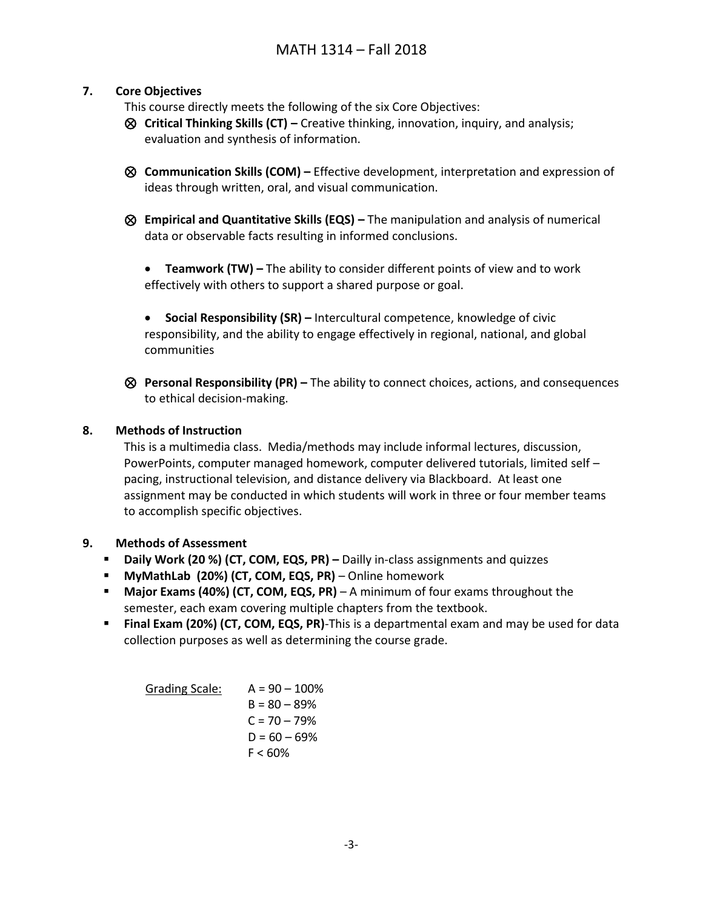## 7. Core Objectives

This course directly meets the following of the six Core Objectives:

⊗ **Critical Thinking Skills (CT) –** Creative thinking, innovation, inquiry, and analysis; evaluation and synthesis of information.

⊗ **Communication Skills (COM) –** Effective development, interpretation and expression of ideas through written, oral, and visual communication.

⊗ **Empirical and Quantitative Skills (EQS) –** The manipulation and analysis of numerical data or observable facts resulting in informed conclusions.

- **Teamwork (TW) –** The ability to consider different points of view and to work effectively with others to support a shared purpose or goal.

- **Social Responsibility (SR) –** Intercultural competence, knowledge of civic responsibility, and the ability to engage effectively in regional, national, and global communities

⊗ **Personal Responsibility (PR) –** The ability to connect choices, actions, and consequences to ethical decision-making.

## 8. Methods of Instruction

This is a multimedia class. Media/methods may include informal lectures, discussion, PowerPoints, computer managed homework, computer delivered tutorials, limited self – pacing, instructional television, and distance delivery via Blackboard. At least one assignment may be conducted in which students will work in three or four member teams to accomplish specific objectives.

## 9. Methods of Assessment

- **Daily Work (20 %) (CT, COM, EQS, PR) –** Dailly in-class assignments and quizzes
- **MyMathLab (20%) (CT, COM, EQS, PR)** – Online homework
- **Major Exams (40%) (CT, COM, EQS, PR)** – A minimum of four exams throughout the semester, each exam covering multiple chapters from the textbook.
- **Final Exam (20%) (CT, COM, EQS, PR)**-This is a departmental exam and may be used for data collection purposes as well as determining the course grade.

<u>Grading Scale:</u>

A = 90 – 100%
B = 80 – 89%
C = 70 – 79%
D = 60 – 69%
F < 60%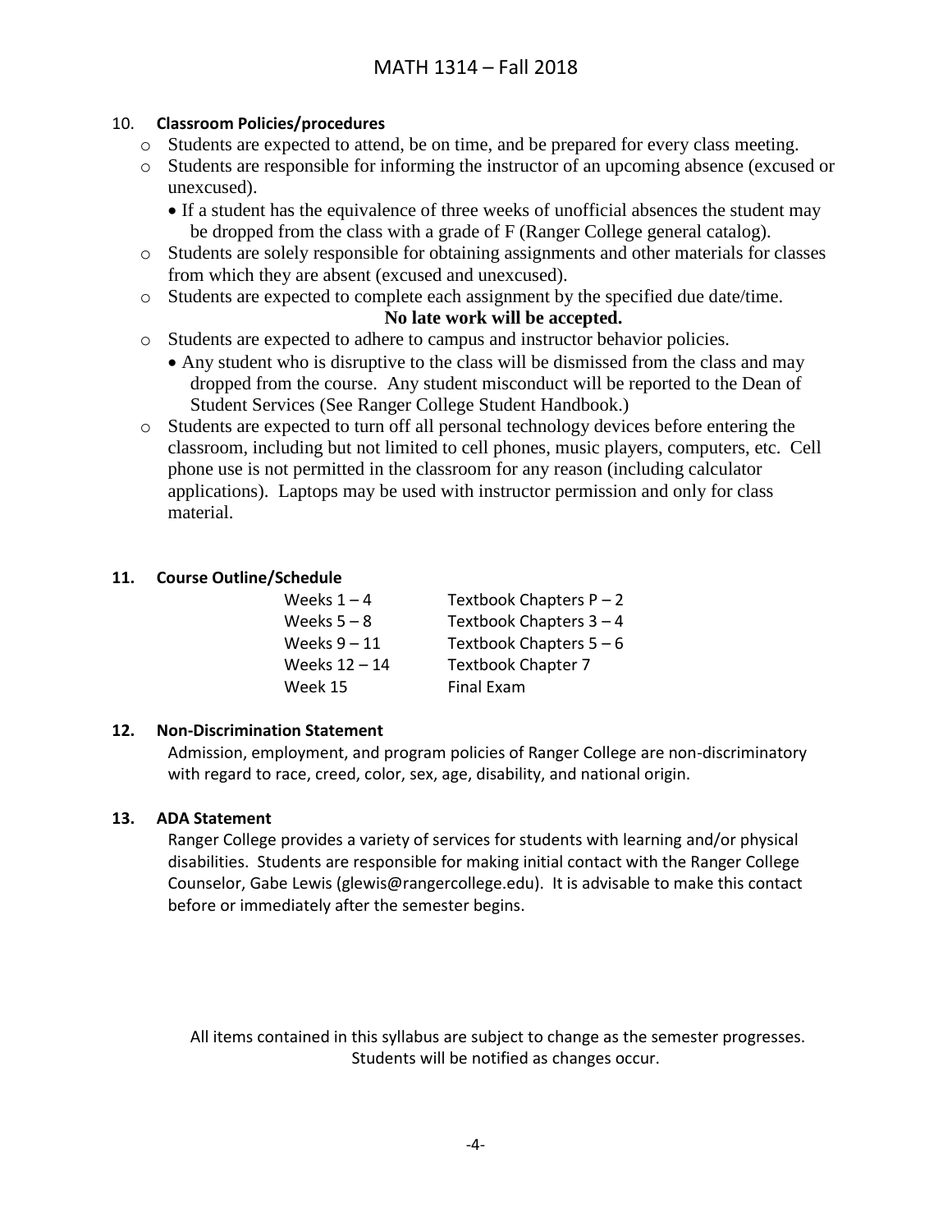## 10. Classroom Policies/procedures

- Students are expected to attend, be on time, and be prepared for every class meeting.
- Students are responsible for informing the instructor of an upcoming absence (excused or unexcused).
  - If a student has the equivalence of three weeks of unofficial absences the student may be dropped from the class with a grade of F (Ranger College general catalog).
- Students are solely responsible for obtaining assignments and other materials for classes from which they are absent (excused and unexcused).
- Students are expected to complete each assignment by the specified due date/time.

  **No late work will be accepted.**
- Students are expected to adhere to campus and instructor behavior policies.
  - Any student who is disruptive to the class will be dismissed from the class and may dropped from the course. Any student misconduct will be reported to the Dean of Student Services (See Ranger College Student Handbook.)
- Students are expected to turn off all personal technology devices before entering the classroom, including but not limited to cell phones, music players, computers, etc. Cell phone use is not permitted in the classroom for any reason (including calculator applications). Laptops may be used with instructor permission and only for class material.

## 11. Course Outline/Schedule

| | |
|---|---|
| Weeks 1 – 4 | Textbook Chapters P – 2 |
| Weeks 5 – 8 | Textbook Chapters 3 – 4 |
| Weeks 9 – 11 | Textbook Chapters 5 – 6 |
| Weeks 12 – 14 | Textbook Chapter 7 |
| Week 15 | Final Exam |

## 12. Non-Discrimination Statement

Admission, employment, and program policies of Ranger College are non-discriminatory with regard to race, creed, color, sex, age, disability, and national origin.

## 13. ADA Statement

Ranger College provides a variety of services for students with learning and/or physical disabilities. Students are responsible for making initial contact with the Ranger College Counselor, Gabe Lewis (glewis@rangercollege.edu). It is advisable to make this contact before or immediately after the semester begins.

All items contained in this syllabus are subject to change as the semester progresses. Students will be notified as changes occur.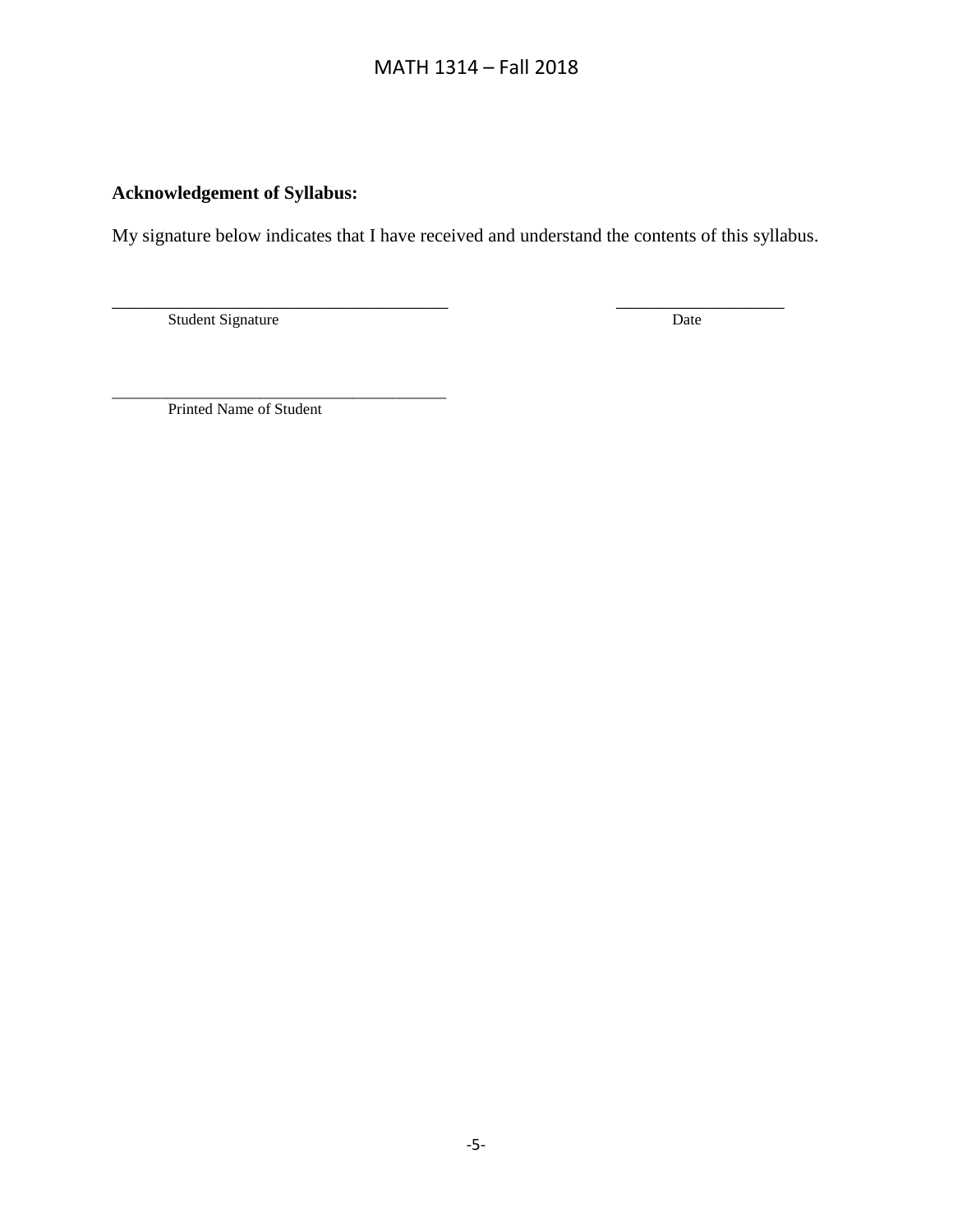**Acknowledgement of Syllabus:**

My signature below indicates that I have received and understand the contents of this syllabus.

\_\_\_\_\_\_\_\_\_\_\_\_\_\_\_\_\_\_\_\_\_\_\_\_\_\_\_\_\_\_\_\_\_\_\_\_\_\_\_\_ \_\_\_\_\_\_\_\_\_\_\_\_\_\_\_\_\_\_\_\_

Student Signature Date

\_\_\_\_\_\_\_\_\_\_\_\_\_\_\_\_\_\_\_\_\_\_\_\_\_\_\_\_\_\_\_\_\_\_\_\_\_\_\_\_

Printed Name of Student